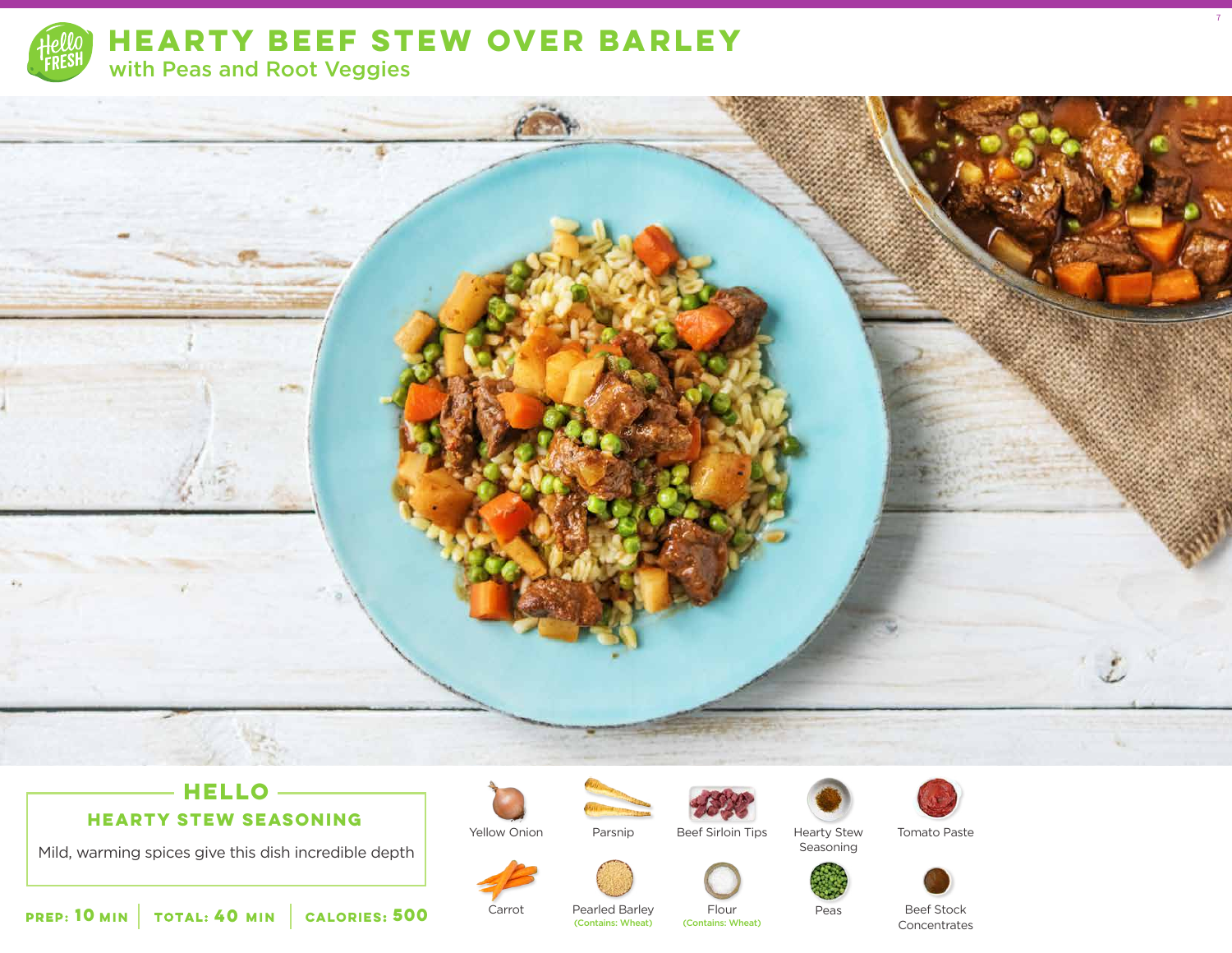# HEARTY BEEF STEW OVER BARLEY

## with Peas and Root Veggies

### HELLO

**HEARTY STEW SEASONING**

Mild, warming spices give this dish incredible depth

**PREP:** 10 MIN | **TOTAL:** 40 MIN | **CALORIES:** 500

- Yellow Onion
- Parsnip
- Beef Sirloin Tips
- Hearty Stew Seasoning
- Tomato Paste
- Carrot
- Pearled Barley (Contains: Wheat)
- Flour (Contains: Wheat)
- Peas
- Beef Stock Concentrates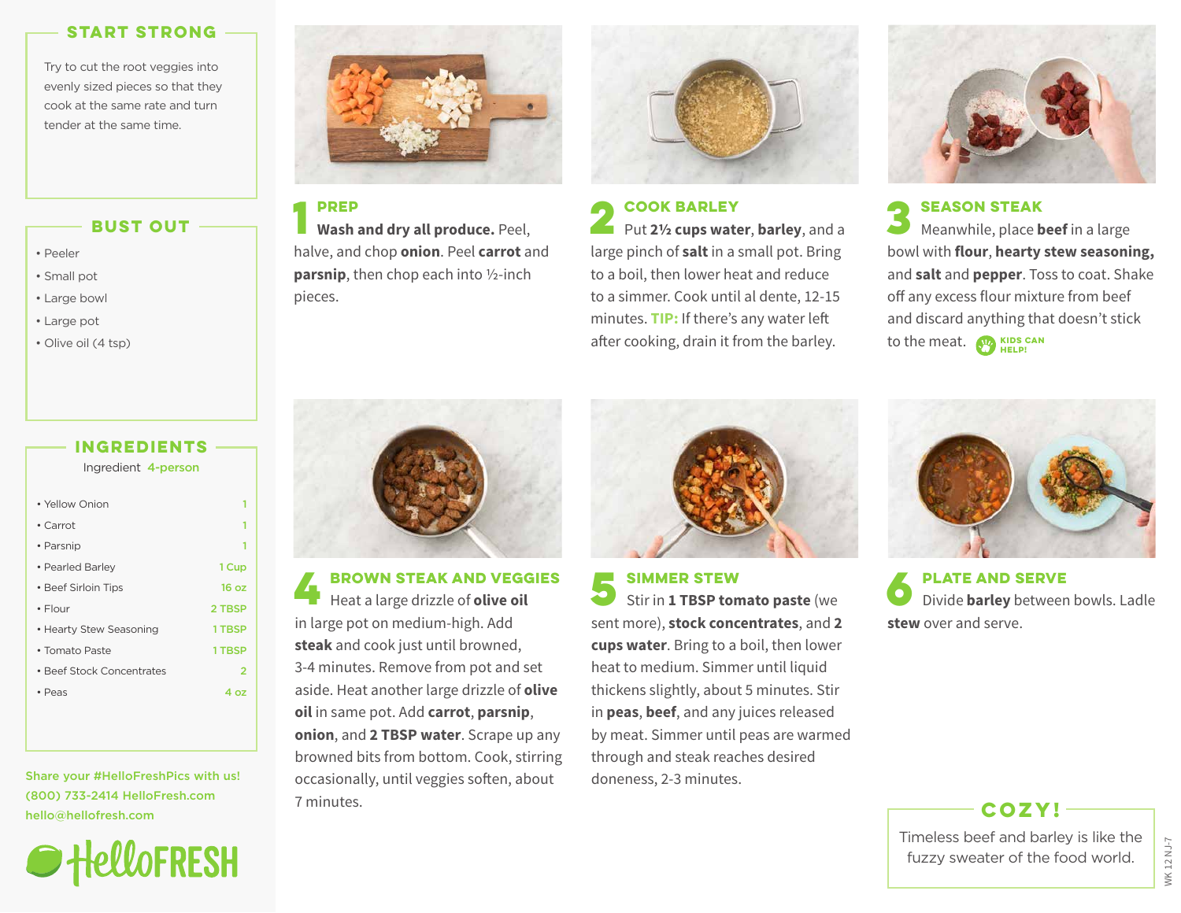## START STRONG

Try to cut the root veggies into evenly sized pieces so that they cook at the same rate and turn tender at the same time.

## BUST OUT

- Peeler
- Small pot
- Large bowl
- Large pot
- Olive oil (4 tsp)

## INGREDIENTS

| Ingredient | 4-person |
|---|---|
| Yellow Onion | 1 |
| Carrot | 1 |
| Parsnip | 1 |
| Pearled Barley | 1 Cup |
| Beef Sirloin Tips | 16 oz |
| Flour | 2 TBSP |
| Hearty Stew Seasoning | 1 TBSP |
| Tomato Paste | 1 TBSP |
| Beef Stock Concentrates | 2 |
| Peas | 4 oz |

Share your #HelloFreshPics with us!
(800) 733-2414 HelloFresh.com
hello@hellofresh.com

HelloFRESH

### 1 PREP

**Wash and dry all produce.** Peel, halve, and chop **onion**. Peel **carrot** and **parsnip**, then chop each into ½-inch pieces.

### 2 COOK BARLEY

Put **2½ cups water**, **barley**, and a large pinch of **salt** in a small pot. Bring to a boil, then lower heat and reduce to a simmer. Cook until al dente, 12-15 minutes. **TIP:** If there's any water left after cooking, drain it from the barley.

### 3 SEASON STEAK

Meanwhile, place **beef** in a large bowl with **flour**, **hearty stew seasoning,** and **salt** and **pepper**. Toss to coat. Shake off any excess flour mixture from beef and discard anything that doesn't stick to the meat. KIDS CAN HELP!

### 4 BROWN STEAK AND VEGGIES

Heat a large drizzle of **olive oil** in large pot on medium-high. Add **steak** and cook just until browned, 3-4 minutes. Remove from pot and set aside. Heat another large drizzle of **olive oil** in same pot. Add **carrot**, **parsnip**, **onion**, and **2 TBSP water**. Scrape up any browned bits from bottom. Cook, stirring occasionally, until veggies soften, about 7 minutes.

### 5 SIMMER STEW

Stir in **1 TBSP tomato paste** (we sent more), **stock concentrates**, and **2 cups water**. Bring to a boil, then lower heat to medium. Simmer until liquid thickens slightly, about 5 minutes. Stir in **peas**, **beef**, and any juices released by meat. Simmer until peas are warmed through and steak reaches desired doneness, 2-3 minutes.

### 6 PLATE AND SERVE

Divide **barley** between bowls. Ladle **stew** over and serve.

## COZY!

Timeless beef and barley is like the fuzzy sweater of the food world.

WK 12 NJ-7